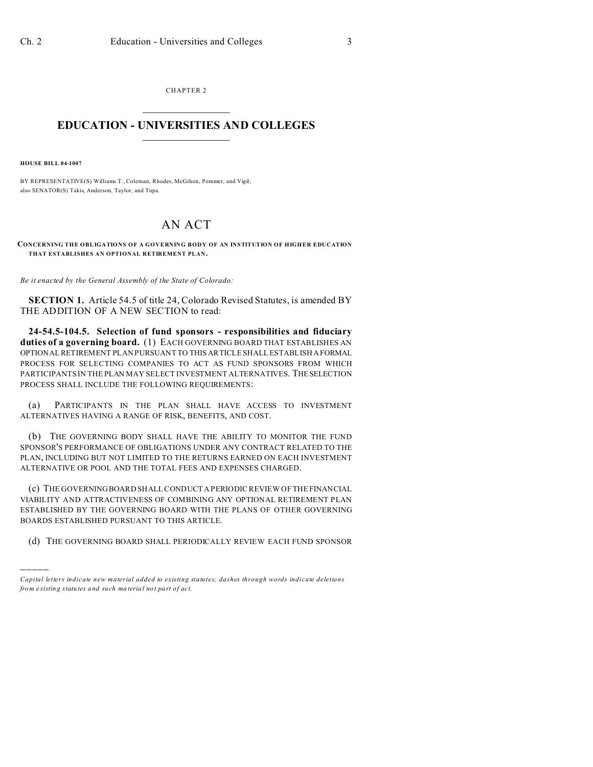CHAPTER 2

# EDUCATION - UNIVERSITIES AND COLLEGES

**HOUSE BILL 04-1007**

BY REPRESENTATIVE(S) Williams T., Coleman, Rhodes, McGihon, Pommer, and Vigil; also SENATOR(S) Takis, Anderson, Taylor, and Tupa.

## AN ACT

**CONCERNING THE OBLIGATIONS OF A GOVERNING BODY OF AN INSTITUTION OF HIGHER EDUCATION THAT ESTABLISHES AN OPTIONAL RETIREMENT PLAN.**

*Be it enacted by the General Assembly of the State of Colorado:*

**SECTION 1.** Article 54.5 of title 24, Colorado Revised Statutes, is amended BY THE ADDITION OF A NEW SECTION to read:

**24-54.5-104.5. Selection of fund sponsors - responsibilities and fiduciary duties of a governing board.** (1) EACH GOVERNING BOARD THAT ESTABLISHES AN OPTIONAL RETIREMENT PLAN PURSUANT TO THIS ARTICLE SHALL ESTABLISH A FORMAL PROCESS FOR SELECTING COMPANIES TO ACT AS FUND SPONSORS FROM WHICH PARTICIPANTS IN THE PLAN MAY SELECT INVESTMENT ALTERNATIVES. THE SELECTION PROCESS SHALL INCLUDE THE FOLLOWING REQUIREMENTS:

(a) PARTICIPANTS IN THE PLAN SHALL HAVE ACCESS TO INVESTMENT ALTERNATIVES HAVING A RANGE OF RISK, BENEFITS, AND COST.

(b) THE GOVERNING BODY SHALL HAVE THE ABILITY TO MONITOR THE FUND SPONSOR'S PERFORMANCE OF OBLIGATIONS UNDER ANY CONTRACT RELATED TO THE PLAN, INCLUDING BUT NOT LIMITED TO THE RETURNS EARNED ON EACH INVESTMENT ALTERNATIVE OR POOL AND THE TOTAL FEES AND EXPENSES CHARGED.

(c) THE GOVERNING BOARD SHALL CONDUCT A PERIODIC REVIEW OF THE FINANCIAL VIABILITY AND ATTRACTIVENESS OF COMBINING ANY OPTIONAL RETIREMENT PLAN ESTABLISHED BY THE GOVERNING BOARD WITH THE PLANS OF OTHER GOVERNING BOARDS ESTABLISHED PURSUANT TO THIS ARTICLE.

(d) THE GOVERNING BOARD SHALL PERIODICALLY REVIEW EACH FUND SPONSOR

---

*Capital letters indicate new material added to existing statutes; dashes through words indicate deletions from existing statutes and such material not part of act.*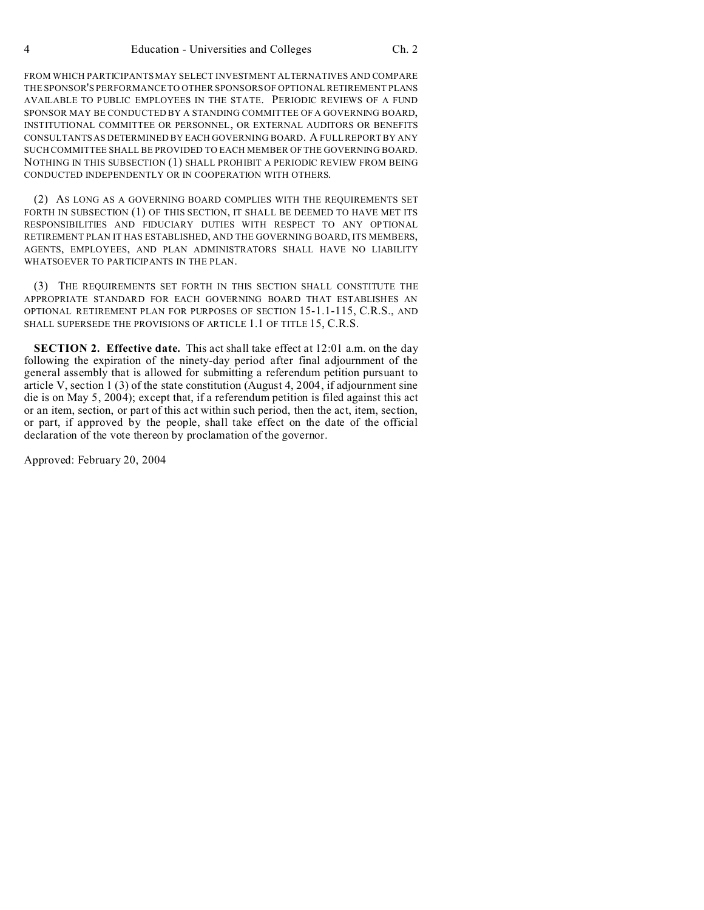FROM WHICH PARTICIPANTS MAY SELECT INVESTMENT ALTERNATIVES AND COMPARE THE SPONSOR'S PERFORMANCE TO OTHER SPONSORS OF OPTIONAL RETIREMENT PLANS AVAILABLE TO PUBLIC EMPLOYEES IN THE STATE. PERIODIC REVIEWS OF A FUND SPONSOR MAY BE CONDUCTED BY A STANDING COMMITTEE OF A GOVERNING BOARD, INSTITUTIONAL COMMITTEE OR PERSONNEL, OR EXTERNAL AUDITORS OR BENEFITS CONSULTANTS AS DETERMINED BY EACH GOVERNING BOARD. A FULL REPORT BY ANY SUCH COMMITTEE SHALL BE PROVIDED TO EACH MEMBER OF THE GOVERNING BOARD. NOTHING IN THIS SUBSECTION (1) SHALL PROHIBIT A PERIODIC REVIEW FROM BEING CONDUCTED INDEPENDENTLY OR IN COOPERATION WITH OTHERS.

(2) AS LONG AS A GOVERNING BOARD COMPLIES WITH THE REQUIREMENTS SET FORTH IN SUBSECTION (1) OF THIS SECTION, IT SHALL BE DEEMED TO HAVE MET ITS RESPONSIBILITIES AND FIDUCIARY DUTIES WITH RESPECT TO ANY OPTIONAL RETIREMENT PLAN IT HAS ESTABLISHED, AND THE GOVERNING BOARD, ITS MEMBERS, AGENTS, EMPLOYEES, AND PLAN ADMINISTRATORS SHALL HAVE NO LIABILITY WHATSOEVER TO PARTICIPANTS IN THE PLAN.

(3) THE REQUIREMENTS SET FORTH IN THIS SECTION SHALL CONSTITUTE THE APPROPRIATE STANDARD FOR EACH GOVERNING BOARD THAT ESTABLISHES AN OPTIONAL RETIREMENT PLAN FOR PURPOSES OF SECTION 15-1.1-115, C.R.S., AND SHALL SUPERSEDE THE PROVISIONS OF ARTICLE 1.1 OF TITLE 15, C.R.S.

**SECTION 2. Effective date.** This act shall take effect at 12:01 a.m. on the day following the expiration of the ninety-day period after final adjournment of the general assembly that is allowed for submitting a referendum petition pursuant to article V, section 1 (3) of the state constitution (August 4, 2004, if adjournment sine die is on May 5, 2004); except that, if a referendum petition is filed against this act or an item, section, or part of this act within such period, then the act, item, section, or part, if approved by the people, shall take effect on the date of the official declaration of the vote thereon by proclamation of the governor.

Approved: February 20, 2004